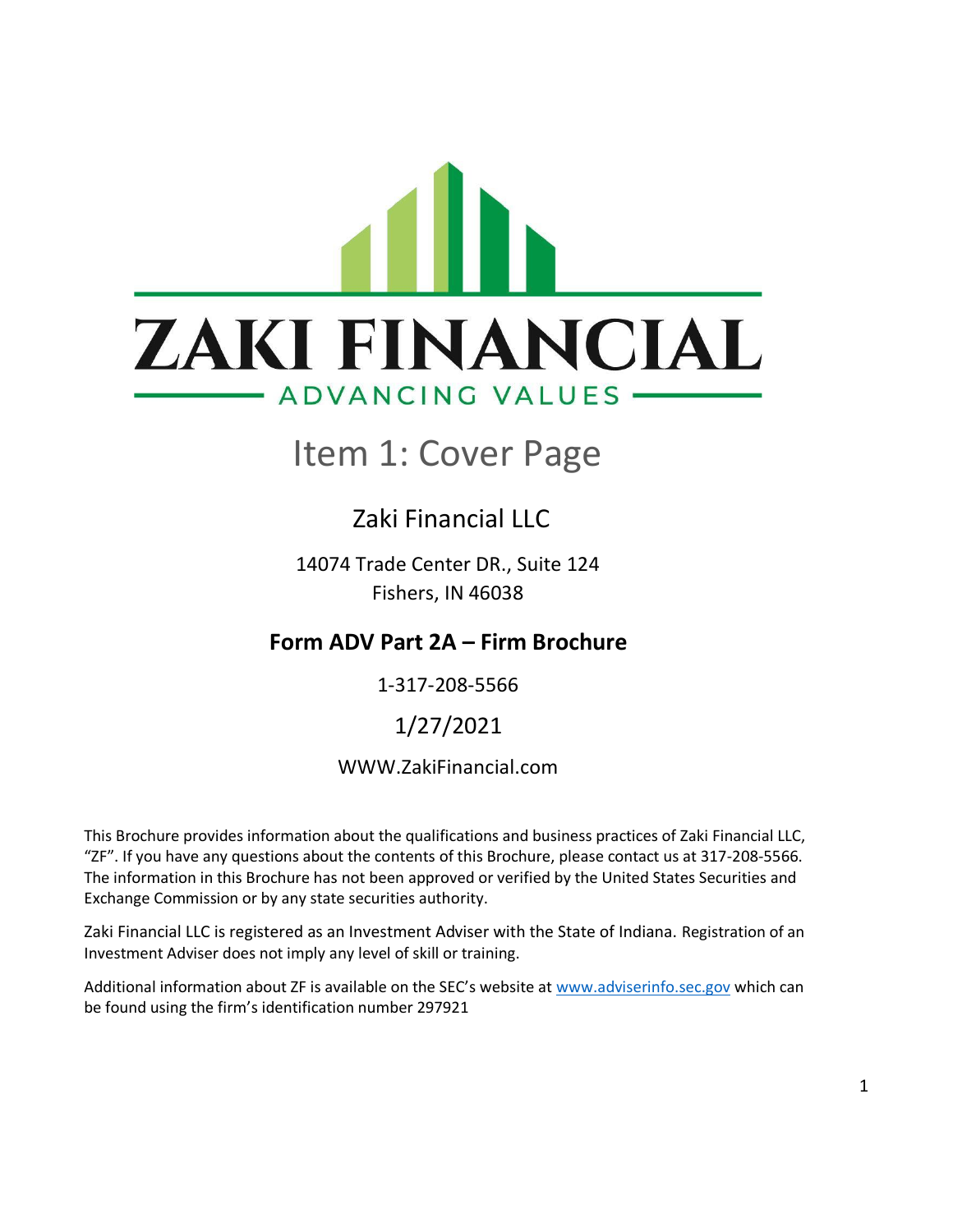ZAKI FINANCIAL

ADVANCING VALUES

# Item 1: Cover Page

## Zaki Financial LLC

14074 Trade Center DR., Suite 124
Fishers, IN 46038

### Form ADV Part 2A – Firm Brochure

1-317-208-5566

1/27/2021

WWW.ZakiFinancial.com

This Brochure provides information about the qualifications and business practices of Zaki Financial LLC, "ZF". If you have any questions about the contents of this Brochure, please contact us at 317-208-5566. The information in this Brochure has not been approved or verified by the United States Securities and Exchange Commission or by any state securities authority.

Zaki Financial LLC is registered as an Investment Adviser with the State of Indiana. Registration of an Investment Adviser does not imply any level of skill or training.

Additional information about ZF is available on the SEC's website at www.adviserinfo.sec.gov which can be found using the firm's identification number 297921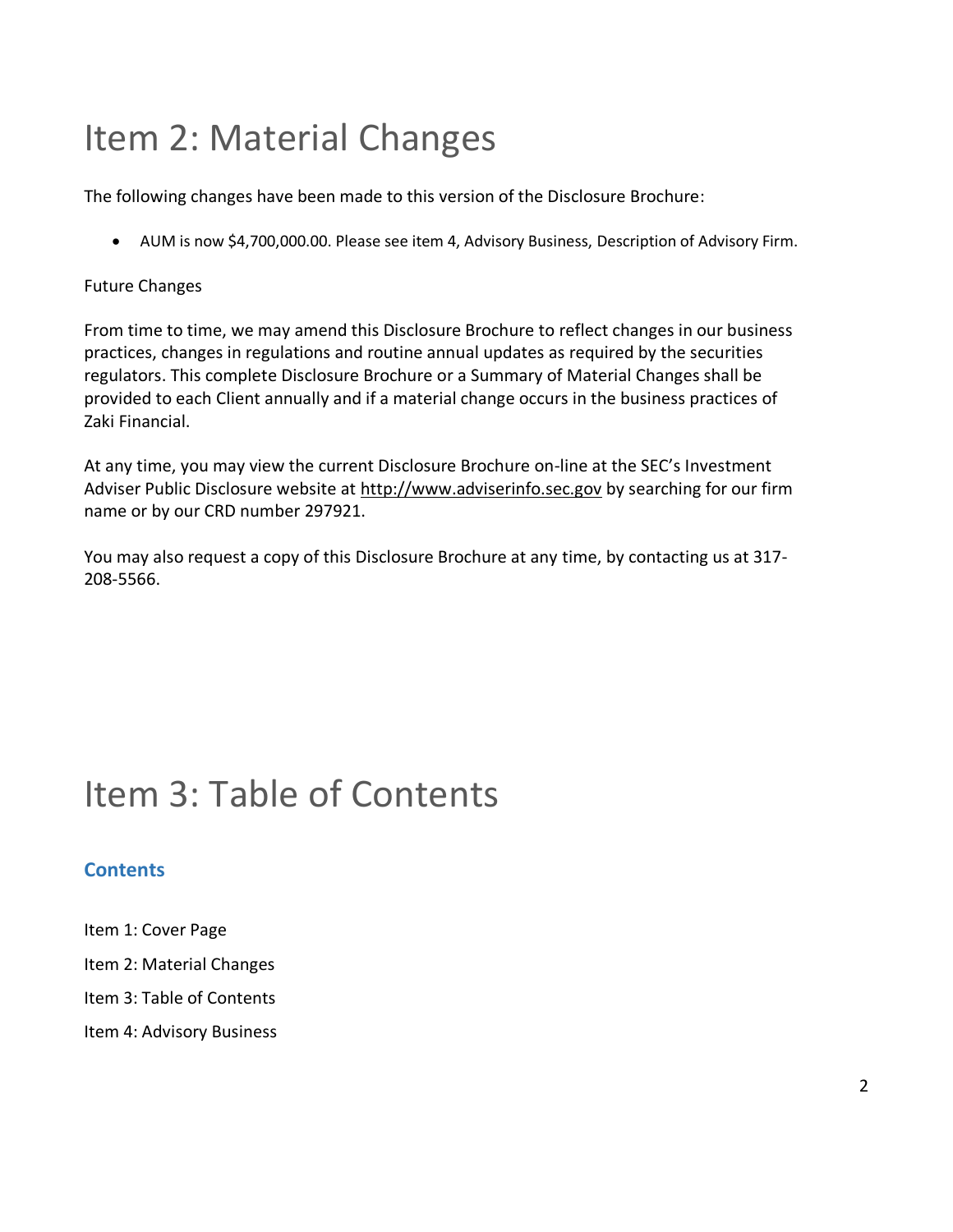# Item 2: Material Changes

The following changes have been made to this version of the Disclosure Brochure:

- AUM is now $4,700,000.00. Please see item 4, Advisory Business, Description of Advisory Firm.

Future Changes

From time to time, we may amend this Disclosure Brochure to reflect changes in our business practices, changes in regulations and routine annual updates as required by the securities regulators. This complete Disclosure Brochure or a Summary of Material Changes shall be provided to each Client annually and if a material change occurs in the business practices of Zaki Financial.

At any time, you may view the current Disclosure Brochure on-line at the SEC's Investment Adviser Public Disclosure website at http://www.adviserinfo.sec.gov by searching for our firm name or by our CRD number 297921.

You may also request a copy of this Disclosure Brochure at any time, by contacting us at 317-208-5566.

# Item 3: Table of Contents

## Contents

Item 1: Cover Page

Item 2: Material Changes

Item 3: Table of Contents

Item 4: Advisory Business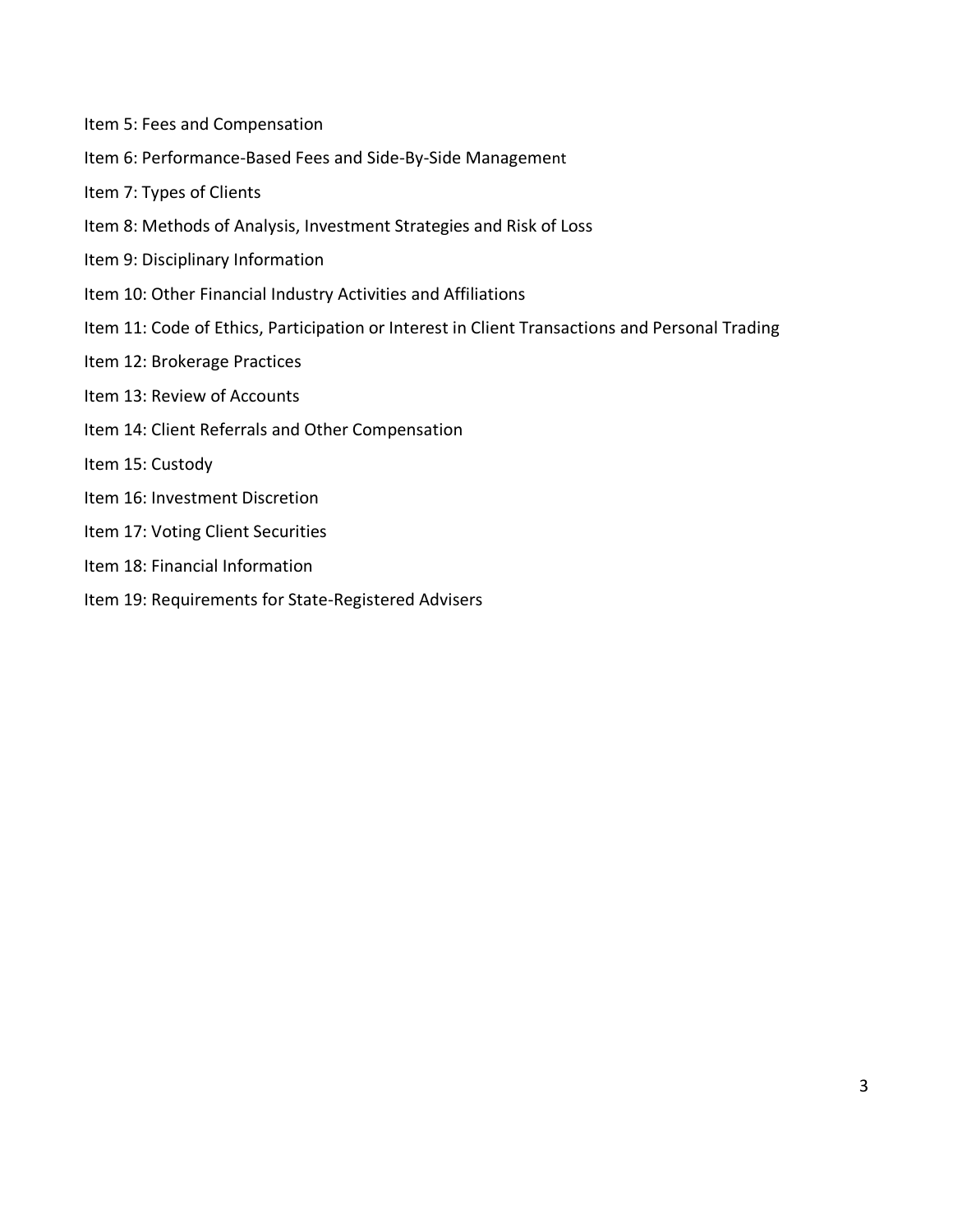Item 5: Fees and Compensation

Item 6: Performance-Based Fees and Side-By-Side Management

Item 7: Types of Clients

Item 8: Methods of Analysis, Investment Strategies and Risk of Loss

Item 9: Disciplinary Information

Item 10: Other Financial Industry Activities and Affiliations

Item 11: Code of Ethics, Participation or Interest in Client Transactions and Personal Trading

Item 12: Brokerage Practices

Item 13: Review of Accounts

Item 14: Client Referrals and Other Compensation

Item 15: Custody

Item 16: Investment Discretion

Item 17: Voting Client Securities

Item 18: Financial Information

Item 19: Requirements for State-Registered Advisers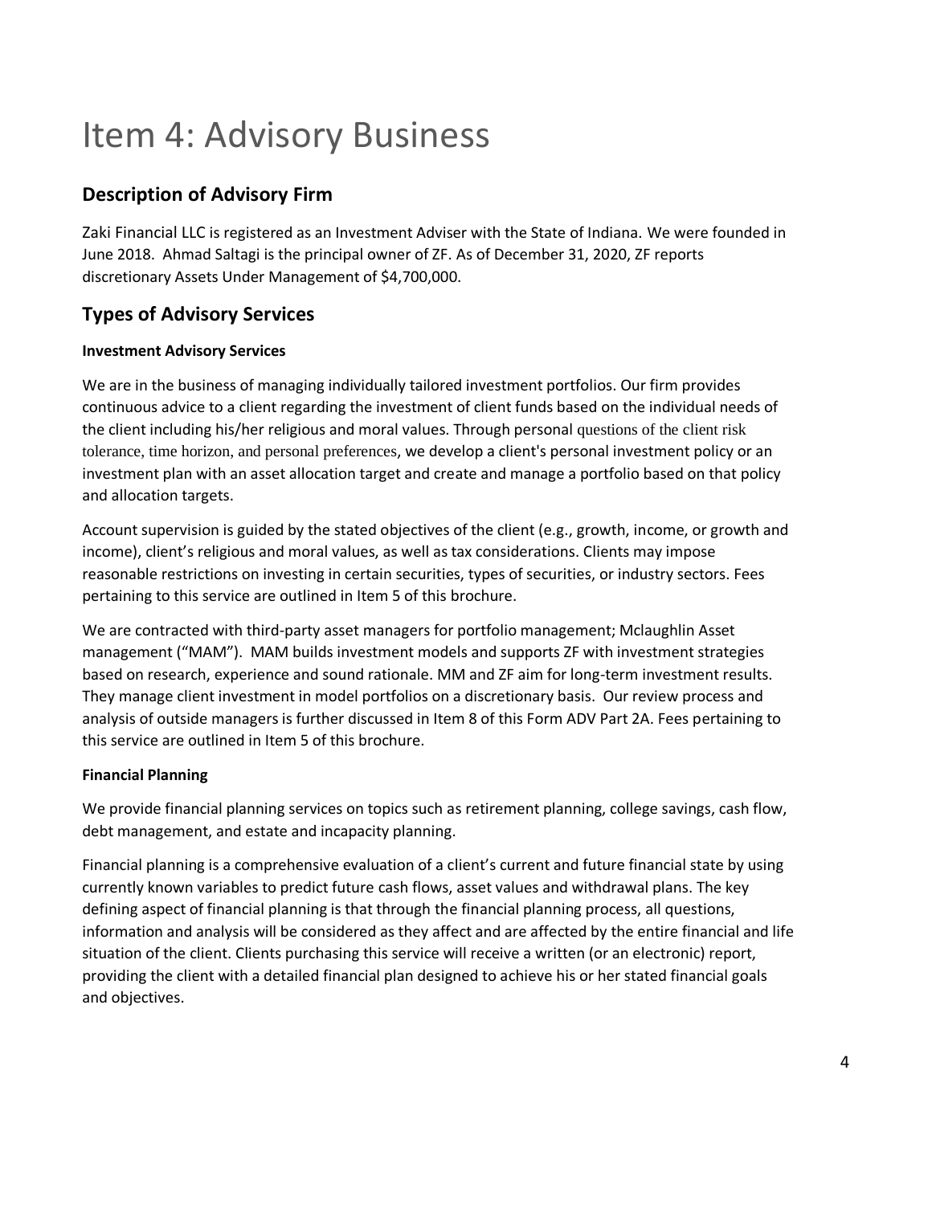# Item 4: Advisory Business

## Description of Advisory Firm

Zaki Financial LLC is registered as an Investment Adviser with the State of Indiana. We were founded in June 2018. Ahmad Saltagi is the principal owner of ZF. As of December 31, 2020, ZF reports discretionary Assets Under Management of $4,700,000.

## Types of Advisory Services

**Investment Advisory Services**

We are in the business of managing individually tailored investment portfolios. Our firm provides continuous advice to a client regarding the investment of client funds based on the individual needs of the client including his/her religious and moral values. Through personal questions of the client risk tolerance, time horizon, and personal preferences, we develop a client's personal investment policy or an investment plan with an asset allocation target and create and manage a portfolio based on that policy and allocation targets.

Account supervision is guided by the stated objectives of the client (e.g., growth, income, or growth and income), client's religious and moral values, as well as tax considerations. Clients may impose reasonable restrictions on investing in certain securities, types of securities, or industry sectors. Fees pertaining to this service are outlined in Item 5 of this brochure.

We are contracted with third-party asset managers for portfolio management; Mclaughlin Asset management ("MAM"). MAM builds investment models and supports ZF with investment strategies based on research, experience and sound rationale. MM and ZF aim for long-term investment results. They manage client investment in model portfolios on a discretionary basis. Our review process and analysis of outside managers is further discussed in Item 8 of this Form ADV Part 2A. Fees pertaining to this service are outlined in Item 5 of this brochure.

**Financial Planning**

We provide financial planning services on topics such as retirement planning, college savings, cash flow, debt management, and estate and incapacity planning.

Financial planning is a comprehensive evaluation of a client's current and future financial state by using currently known variables to predict future cash flows, asset values and withdrawal plans. The key defining aspect of financial planning is that through the financial planning process, all questions, information and analysis will be considered as they affect and are affected by the entire financial and life situation of the client. Clients purchasing this service will receive a written (or an electronic) report, providing the client with a detailed financial plan designed to achieve his or her stated financial goals and objectives.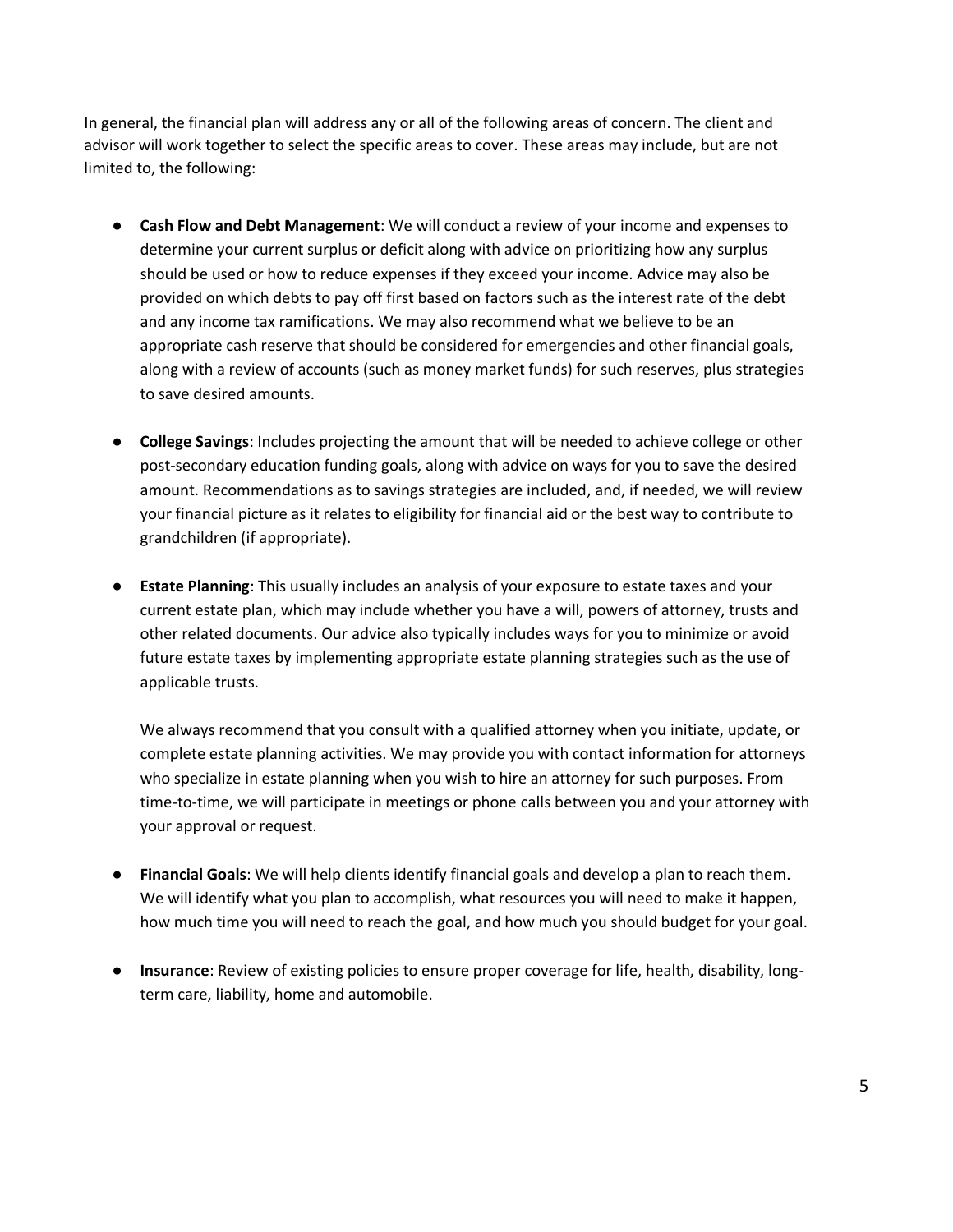In general, the financial plan will address any or all of the following areas of concern. The client and advisor will work together to select the specific areas to cover. These areas may include, but are not limited to, the following:

- **Cash Flow and Debt Management**: We will conduct a review of your income and expenses to determine your current surplus or deficit along with advice on prioritizing how any surplus should be used or how to reduce expenses if they exceed your income. Advice may also be provided on which debts to pay off first based on factors such as the interest rate of the debt and any income tax ramifications. We may also recommend what we believe to be an appropriate cash reserve that should be considered for emergencies and other financial goals, along with a review of accounts (such as money market funds) for such reserves, plus strategies to save desired amounts.

- **College Savings**: Includes projecting the amount that will be needed to achieve college or other post-secondary education funding goals, along with advice on ways for you to save the desired amount. Recommendations as to savings strategies are included, and, if needed, we will review your financial picture as it relates to eligibility for financial aid or the best way to contribute to grandchildren (if appropriate).

- **Estate Planning**: This usually includes an analysis of your exposure to estate taxes and your current estate plan, which may include whether you have a will, powers of attorney, trusts and other related documents. Our advice also typically includes ways for you to minimize or avoid future estate taxes by implementing appropriate estate planning strategies such as the use of applicable trusts.

  We always recommend that you consult with a qualified attorney when you initiate, update, or complete estate planning activities. We may provide you with contact information for attorneys who specialize in estate planning when you wish to hire an attorney for such purposes. From time-to-time, we will participate in meetings or phone calls between you and your attorney with your approval or request.

- **Financial Goals**: We will help clients identify financial goals and develop a plan to reach them. We will identify what you plan to accomplish, what resources you will need to make it happen, how much time you will need to reach the goal, and how much you should budget for your goal.

- **Insurance**: Review of existing policies to ensure proper coverage for life, health, disability, long-term care, liability, home and automobile.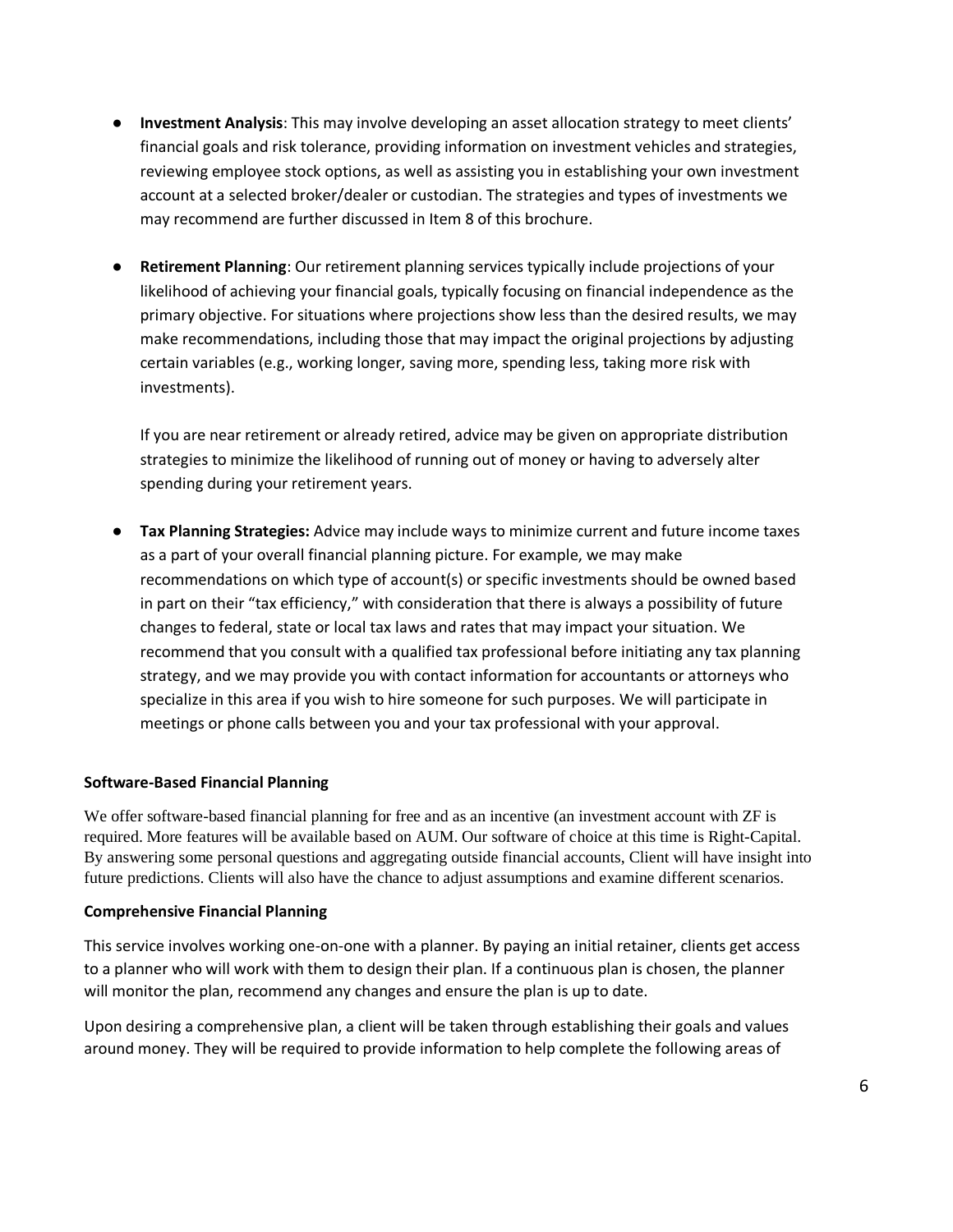- **Investment Analysis**: This may involve developing an asset allocation strategy to meet clients' financial goals and risk tolerance, providing information on investment vehicles and strategies, reviewing employee stock options, as well as assisting you in establishing your own investment account at a selected broker/dealer or custodian. The strategies and types of investments we may recommend are further discussed in Item 8 of this brochure.

- **Retirement Planning**: Our retirement planning services typically include projections of your likelihood of achieving your financial goals, typically focusing on financial independence as the primary objective. For situations where projections show less than the desired results, we may make recommendations, including those that may impact the original projections by adjusting certain variables (e.g., working longer, saving more, spending less, taking more risk with investments).

  If you are near retirement or already retired, advice may be given on appropriate distribution strategies to minimize the likelihood of running out of money or having to adversely alter spending during your retirement years.

- **Tax Planning Strategies:** Advice may include ways to minimize current and future income taxes as a part of your overall financial planning picture. For example, we may make recommendations on which type of account(s) or specific investments should be owned based in part on their "tax efficiency," with consideration that there is always a possibility of future changes to federal, state or local tax laws and rates that may impact your situation. We recommend that you consult with a qualified tax professional before initiating any tax planning strategy, and we may provide you with contact information for accountants or attorneys who specialize in this area if you wish to hire someone for such purposes. We will participate in meetings or phone calls between you and your tax professional with your approval.

**Software-Based Financial Planning**

We offer software-based financial planning for free and as an incentive (an investment account with ZF is required. More features will be available based on AUM. Our software of choice at this time is Right-Capital. By answering some personal questions and aggregating outside financial accounts, Client will have insight into future predictions. Clients will also have the chance to adjust assumptions and examine different scenarios.

**Comprehensive Financial Planning**

This service involves working one-on-one with a planner. By paying an initial retainer, clients get access to a planner who will work with them to design their plan. If a continuous plan is chosen, the planner will monitor the plan, recommend any changes and ensure the plan is up to date.

Upon desiring a comprehensive plan, a client will be taken through establishing their goals and values around money. They will be required to provide information to help complete the following areas of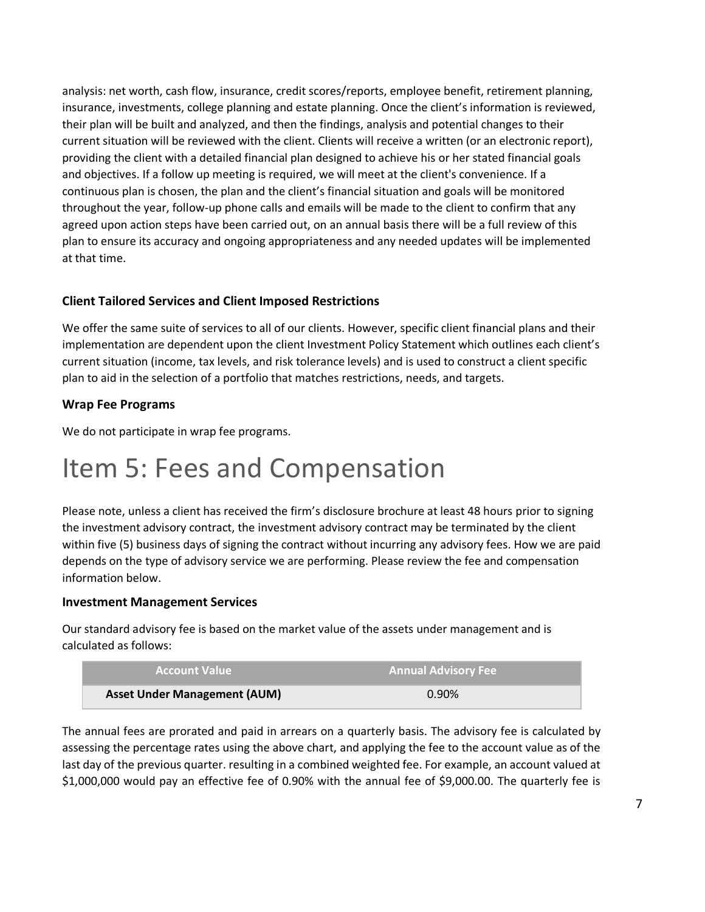analysis: net worth, cash flow, insurance, credit scores/reports, employee benefit, retirement planning, insurance, investments, college planning and estate planning. Once the client's information is reviewed, their plan will be built and analyzed, and then the findings, analysis and potential changes to their current situation will be reviewed with the client. Clients will receive a written (or an electronic report), providing the client with a detailed financial plan designed to achieve his or her stated financial goals and objectives. If a follow up meeting is required, we will meet at the client's convenience. If a continuous plan is chosen, the plan and the client's financial situation and goals will be monitored throughout the year, follow-up phone calls and emails will be made to the client to confirm that any agreed upon action steps have been carried out, on an annual basis there will be a full review of this plan to ensure its accuracy and ongoing appropriateness and any needed updates will be implemented at that time.

### Client Tailored Services and Client Imposed Restrictions

We offer the same suite of services to all of our clients. However, specific client financial plans and their implementation are dependent upon the client Investment Policy Statement which outlines each client's current situation (income, tax levels, and risk tolerance levels) and is used to construct a client specific plan to aid in the selection of a portfolio that matches restrictions, needs, and targets.

### Wrap Fee Programs

We do not participate in wrap fee programs.

# Item 5: Fees and Compensation

Please note, unless a client has received the firm's disclosure brochure at least 48 hours prior to signing the investment advisory contract, the investment advisory contract may be terminated by the client within five (5) business days of signing the contract without incurring any advisory fees. How we are paid depends on the type of advisory service we are performing. Please review the fee and compensation information below.

### Investment Management Services

Our standard advisory fee is based on the market value of the assets under management and is calculated as follows:

| Account Value | Annual Advisory Fee |
|---|---|
| **Asset Under Management (AUM)** | 0.90% |

The annual fees are prorated and paid in arrears on a quarterly basis. The advisory fee is calculated by assessing the percentage rates using the above chart, and applying the fee to the account value as of the last day of the previous quarter. resulting in a combined weighted fee. For example, an account valued at $1,000,000 would pay an effective fee of 0.90% with the annual fee of $9,000.00. The quarterly fee is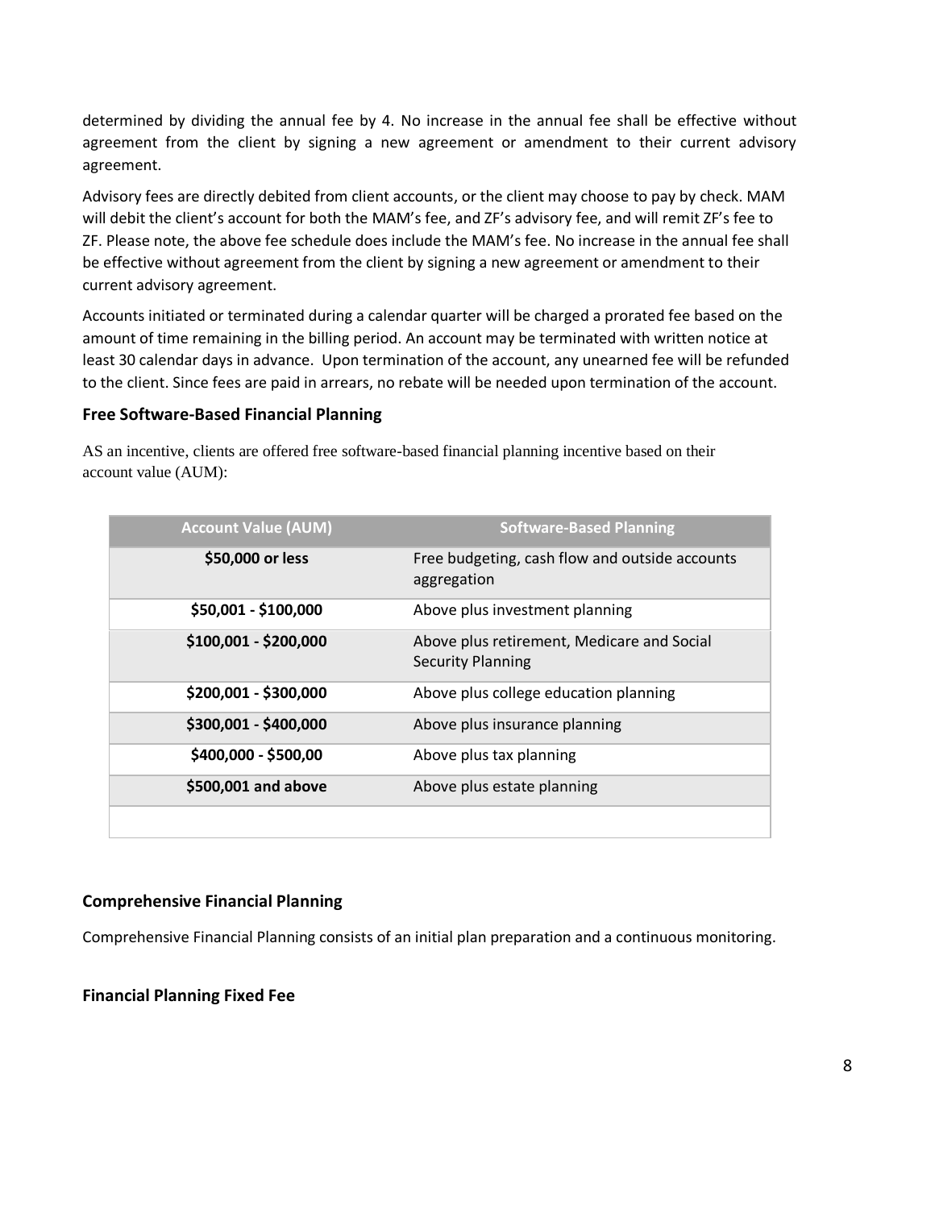determined by dividing the annual fee by 4. No increase in the annual fee shall be effective without agreement from the client by signing a new agreement or amendment to their current advisory agreement.

Advisory fees are directly debited from client accounts, or the client may choose to pay by check. MAM will debit the client's account for both the MAM's fee, and ZF's advisory fee, and will remit ZF's fee to ZF. Please note, the above fee schedule does include the MAM's fee. No increase in the annual fee shall be effective without agreement from the client by signing a new agreement or amendment to their current advisory agreement.

Accounts initiated or terminated during a calendar quarter will be charged a prorated fee based on the amount of time remaining in the billing period. An account may be terminated with written notice at least 30 calendar days in advance. Upon termination of the account, any unearned fee will be refunded to the client. Since fees are paid in arrears, no rebate will be needed upon termination of the account.

### Free Software-Based Financial Planning

AS an incentive, clients are offered free software-based financial planning incentive based on their account value (AUM):

| Account Value (AUM) | Software-Based Planning |
|---|---|
| **$50,000 or less** | Free budgeting, cash flow and outside accounts aggregation |
| **$50,001 - $100,000** | Above plus investment planning |
| **$100,001 - $200,000** | Above plus retirement, Medicare and Social Security Planning |
| **$200,001 - $300,000** | Above plus college education planning |
| **$300,001 - $400,000** | Above plus insurance planning |
| **$400,000 - $500,00** | Above plus tax planning |
| **$500,001 and above** | Above plus estate planning |
| | |

### Comprehensive Financial Planning

Comprehensive Financial Planning consists of an initial plan preparation and a continuous monitoring.

### Financial Planning Fixed Fee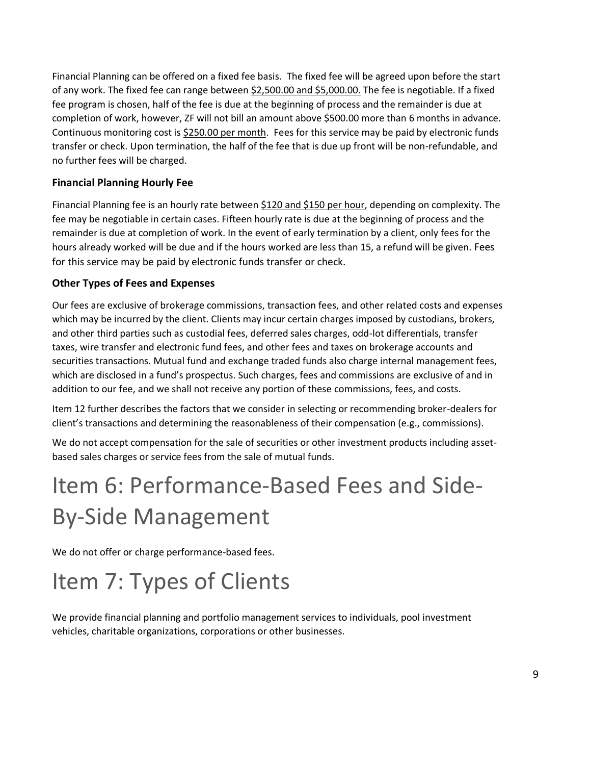Financial Planning can be offered on a fixed fee basis. The fixed fee will be agreed upon before the start of any work. The fixed fee can range between $2,500.00 and $5,000.00. The fee is negotiable. If a fixed fee program is chosen, half of the fee is due at the beginning of process and the remainder is due at completion of work, however, ZF will not bill an amount above $500.00 more than 6 months in advance. Continuous monitoring cost is $250.00 per month. Fees for this service may be paid by electronic funds transfer or check. Upon termination, the half of the fee that is due up front will be non-refundable, and no further fees will be charged.

### Financial Planning Hourly Fee

Financial Planning fee is an hourly rate between $120 and $150 per hour, depending on complexity. The fee may be negotiable in certain cases. Fifteen hourly rate is due at the beginning of process and the remainder is due at completion of work. In the event of early termination by a client, only fees for the hours already worked will be due and if the hours worked are less than 15, a refund will be given. Fees for this service may be paid by electronic funds transfer or check.

### Other Types of Fees and Expenses

Our fees are exclusive of brokerage commissions, transaction fees, and other related costs and expenses which may be incurred by the client. Clients may incur certain charges imposed by custodians, brokers, and other third parties such as custodial fees, deferred sales charges, odd-lot differentials, transfer taxes, wire transfer and electronic fund fees, and other fees and taxes on brokerage accounts and securities transactions. Mutual fund and exchange traded funds also charge internal management fees, which are disclosed in a fund's prospectus. Such charges, fees and commissions are exclusive of and in addition to our fee, and we shall not receive any portion of these commissions, fees, and costs.

Item 12 further describes the factors that we consider in selecting or recommending broker-dealers for client's transactions and determining the reasonableness of their compensation (e.g., commissions).

We do not accept compensation for the sale of securities or other investment products including asset-based sales charges or service fees from the sale of mutual funds.

# Item 6: Performance-Based Fees and Side-By-Side Management

We do not offer or charge performance-based fees.

# Item 7: Types of Clients

We provide financial planning and portfolio management services to individuals, pool investment vehicles, charitable organizations, corporations or other businesses.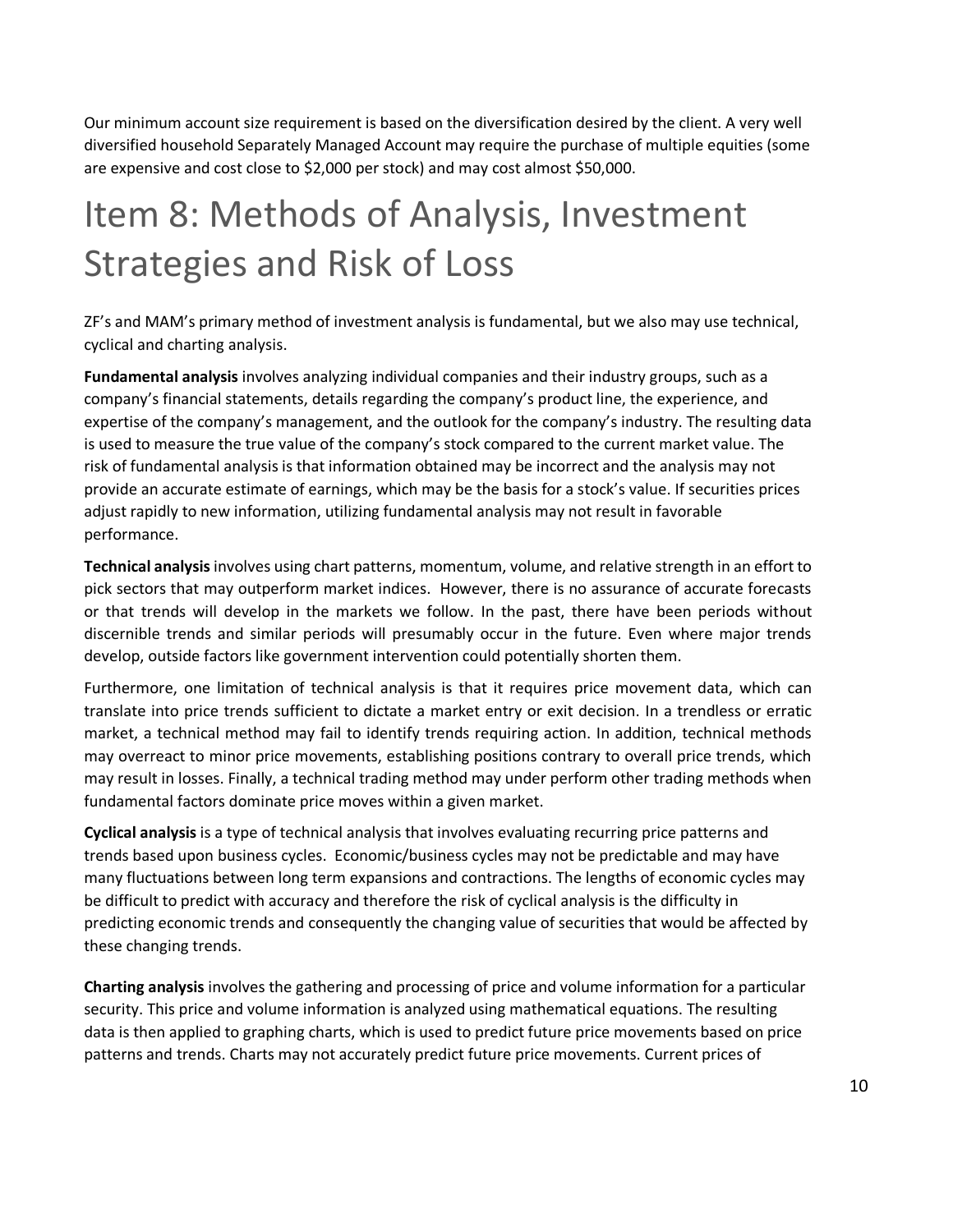Our minimum account size requirement is based on the diversification desired by the client. A very well diversified household Separately Managed Account may require the purchase of multiple equities (some are expensive and cost close to $2,000 per stock) and may cost almost $50,000.

# Item 8: Methods of Analysis, Investment Strategies and Risk of Loss

ZF's and MAM's primary method of investment analysis is fundamental, but we also may use technical, cyclical and charting analysis.

**Fundamental analysis** involves analyzing individual companies and their industry groups, such as a company's financial statements, details regarding the company's product line, the experience, and expertise of the company's management, and the outlook for the company's industry. The resulting data is used to measure the true value of the company's stock compared to the current market value. The risk of fundamental analysis is that information obtained may be incorrect and the analysis may not provide an accurate estimate of earnings, which may be the basis for a stock's value. If securities prices adjust rapidly to new information, utilizing fundamental analysis may not result in favorable performance.

**Technical analysis** involves using chart patterns, momentum, volume, and relative strength in an effort to pick sectors that may outperform market indices. However, there is no assurance of accurate forecasts or that trends will develop in the markets we follow. In the past, there have been periods without discernible trends and similar periods will presumably occur in the future. Even where major trends develop, outside factors like government intervention could potentially shorten them.

Furthermore, one limitation of technical analysis is that it requires price movement data, which can translate into price trends sufficient to dictate a market entry or exit decision. In a trendless or erratic market, a technical method may fail to identify trends requiring action. In addition, technical methods may overreact to minor price movements, establishing positions contrary to overall price trends, which may result in losses. Finally, a technical trading method may under perform other trading methods when fundamental factors dominate price moves within a given market.

**Cyclical analysis** is a type of technical analysis that involves evaluating recurring price patterns and trends based upon business cycles. Economic/business cycles may not be predictable and may have many fluctuations between long term expansions and contractions. The lengths of economic cycles may be difficult to predict with accuracy and therefore the risk of cyclical analysis is the difficulty in predicting economic trends and consequently the changing value of securities that would be affected by these changing trends.

**Charting analysis** involves the gathering and processing of price and volume information for a particular security. This price and volume information is analyzed using mathematical equations. The resulting data is then applied to graphing charts, which is used to predict future price movements based on price patterns and trends. Charts may not accurately predict future price movements. Current prices of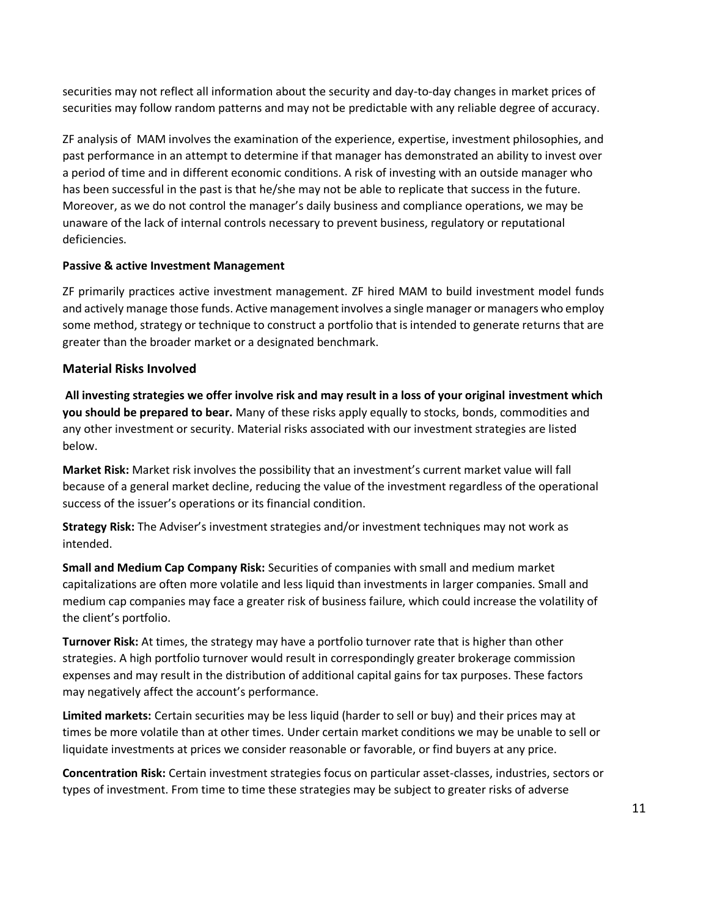securities may not reflect all information about the security and day-to-day changes in market prices of securities may follow random patterns and may not be predictable with any reliable degree of accuracy.

ZF analysis of MAM involves the examination of the experience, expertise, investment philosophies, and past performance in an attempt to determine if that manager has demonstrated an ability to invest over a period of time and in different economic conditions. A risk of investing with an outside manager who has been successful in the past is that he/she may not be able to replicate that success in the future. Moreover, as we do not control the manager's daily business and compliance operations, we may be unaware of the lack of internal controls necessary to prevent business, regulatory or reputational deficiencies.

**Passive & active Investment Management**

ZF primarily practices active investment management. ZF hired MAM to build investment model funds and actively manage those funds. Active management involves a single manager or managers who employ some method, strategy or technique to construct a portfolio that is intended to generate returns that are greater than the broader market or a designated benchmark.

## Material Risks Involved

**All investing strategies we offer involve risk and may result in a loss of your original investment which you should be prepared to bear.** Many of these risks apply equally to stocks, bonds, commodities and any other investment or security. Material risks associated with our investment strategies are listed below.

**Market Risk:** Market risk involves the possibility that an investment's current market value will fall because of a general market decline, reducing the value of the investment regardless of the operational success of the issuer's operations or its financial condition.

**Strategy Risk:** The Adviser's investment strategies and/or investment techniques may not work as intended.

**Small and Medium Cap Company Risk:** Securities of companies with small and medium market capitalizations are often more volatile and less liquid than investments in larger companies. Small and medium cap companies may face a greater risk of business failure, which could increase the volatility of the client's portfolio.

**Turnover Risk:** At times, the strategy may have a portfolio turnover rate that is higher than other strategies. A high portfolio turnover would result in correspondingly greater brokerage commission expenses and may result in the distribution of additional capital gains for tax purposes. These factors may negatively affect the account's performance.

**Limited markets:** Certain securities may be less liquid (harder to sell or buy) and their prices may at times be more volatile than at other times. Under certain market conditions we may be unable to sell or liquidate investments at prices we consider reasonable or favorable, or find buyers at any price.

**Concentration Risk:** Certain investment strategies focus on particular asset-classes, industries, sectors or types of investment. From time to time these strategies may be subject to greater risks of adverse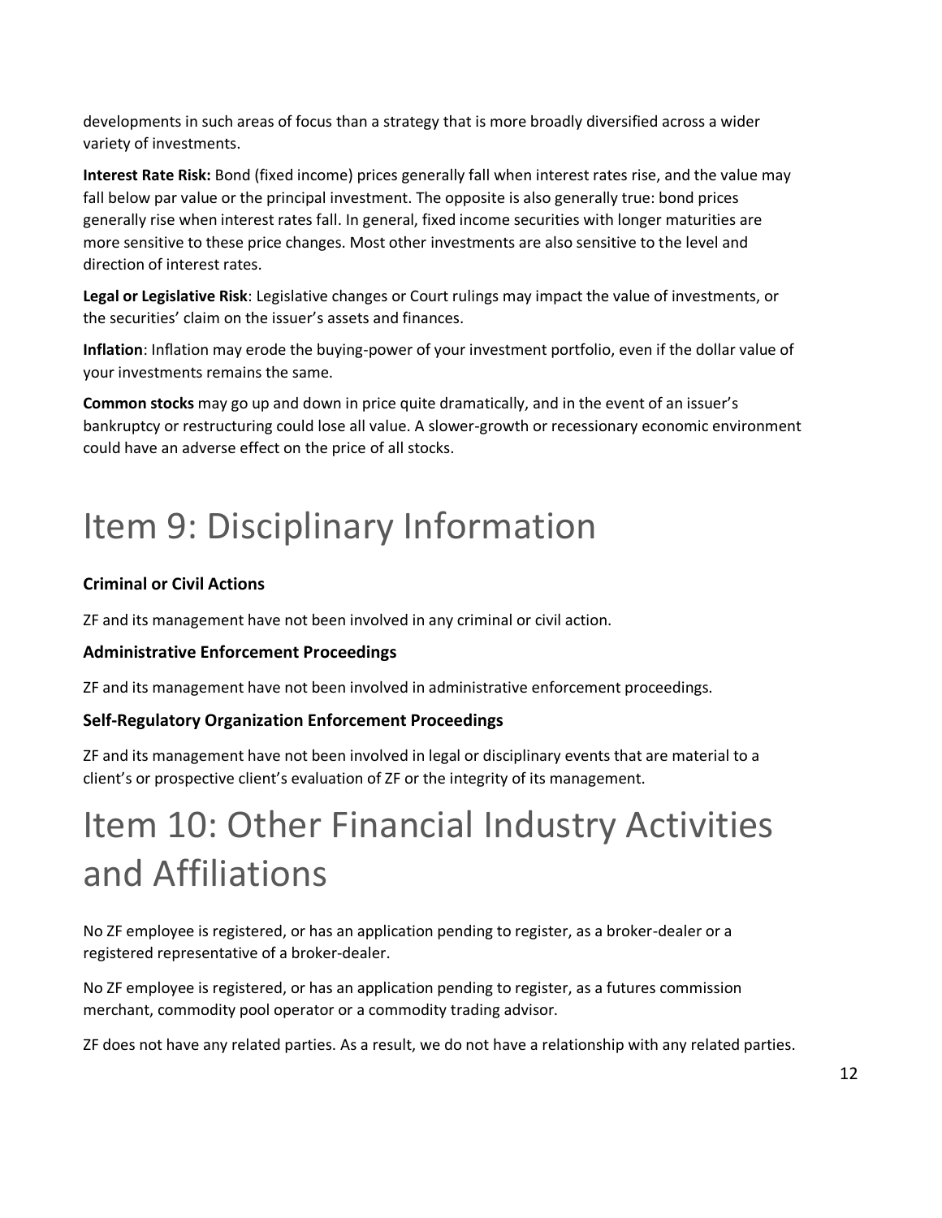developments in such areas of focus than a strategy that is more broadly diversified across a wider variety of investments.

**Interest Rate Risk:** Bond (fixed income) prices generally fall when interest rates rise, and the value may fall below par value or the principal investment. The opposite is also generally true: bond prices generally rise when interest rates fall. In general, fixed income securities with longer maturities are more sensitive to these price changes. Most other investments are also sensitive to the level and direction of interest rates.

**Legal or Legislative Risk**: Legislative changes or Court rulings may impact the value of investments, or the securities' claim on the issuer's assets and finances.

**Inflation**: Inflation may erode the buying-power of your investment portfolio, even if the dollar value of your investments remains the same.

**Common stocks** may go up and down in price quite dramatically, and in the event of an issuer's bankruptcy or restructuring could lose all value. A slower-growth or recessionary economic environment could have an adverse effect on the price of all stocks.

# Item 9: Disciplinary Information

### Criminal or Civil Actions

ZF and its management have not been involved in any criminal or civil action.

### Administrative Enforcement Proceedings

ZF and its management have not been involved in administrative enforcement proceedings.

### Self-Regulatory Organization Enforcement Proceedings

ZF and its management have not been involved in legal or disciplinary events that are material to a client's or prospective client's evaluation of ZF or the integrity of its management.

# Item 10: Other Financial Industry Activities and Affiliations

No ZF employee is registered, or has an application pending to register, as a broker-dealer or a registered representative of a broker-dealer.

No ZF employee is registered, or has an application pending to register, as a futures commission merchant, commodity pool operator or a commodity trading advisor.

ZF does not have any related parties. As a result, we do not have a relationship with any related parties.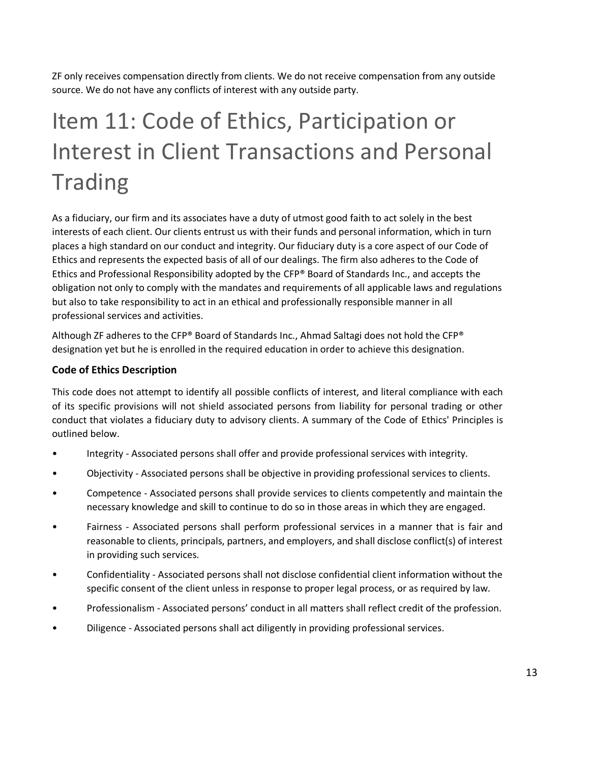ZF only receives compensation directly from clients. We do not receive compensation from any outside source. We do not have any conflicts of interest with any outside party.

# Item 11: Code of Ethics, Participation or Interest in Client Transactions and Personal Trading

As a fiduciary, our firm and its associates have a duty of utmost good faith to act solely in the best interests of each client. Our clients entrust us with their funds and personal information, which in turn places a high standard on our conduct and integrity. Our fiduciary duty is a core aspect of our Code of Ethics and represents the expected basis of all of our dealings. The firm also adheres to the Code of Ethics and Professional Responsibility adopted by the CFP® Board of Standards Inc., and accepts the obligation not only to comply with the mandates and requirements of all applicable laws and regulations but also to take responsibility to act in an ethical and professionally responsible manner in all professional services and activities.

Although ZF adheres to the CFP® Board of Standards Inc., Ahmad Saltagi does not hold the CFP® designation yet but he is enrolled in the required education in order to achieve this designation.

### Code of Ethics Description

This code does not attempt to identify all possible conflicts of interest, and literal compliance with each of its specific provisions will not shield associated persons from liability for personal trading or other conduct that violates a fiduciary duty to advisory clients. A summary of the Code of Ethics' Principles is outlined below.

- Integrity - Associated persons shall offer and provide professional services with integrity.
- Objectivity - Associated persons shall be objective in providing professional services to clients.
- Competence - Associated persons shall provide services to clients competently and maintain the necessary knowledge and skill to continue to do so in those areas in which they are engaged.
- Fairness - Associated persons shall perform professional services in a manner that is fair and reasonable to clients, principals, partners, and employers, and shall disclose conflict(s) of interest in providing such services.
- Confidentiality - Associated persons shall not disclose confidential client information without the specific consent of the client unless in response to proper legal process, or as required by law.
- Professionalism - Associated persons' conduct in all matters shall reflect credit of the profession.
- Diligence - Associated persons shall act diligently in providing professional services.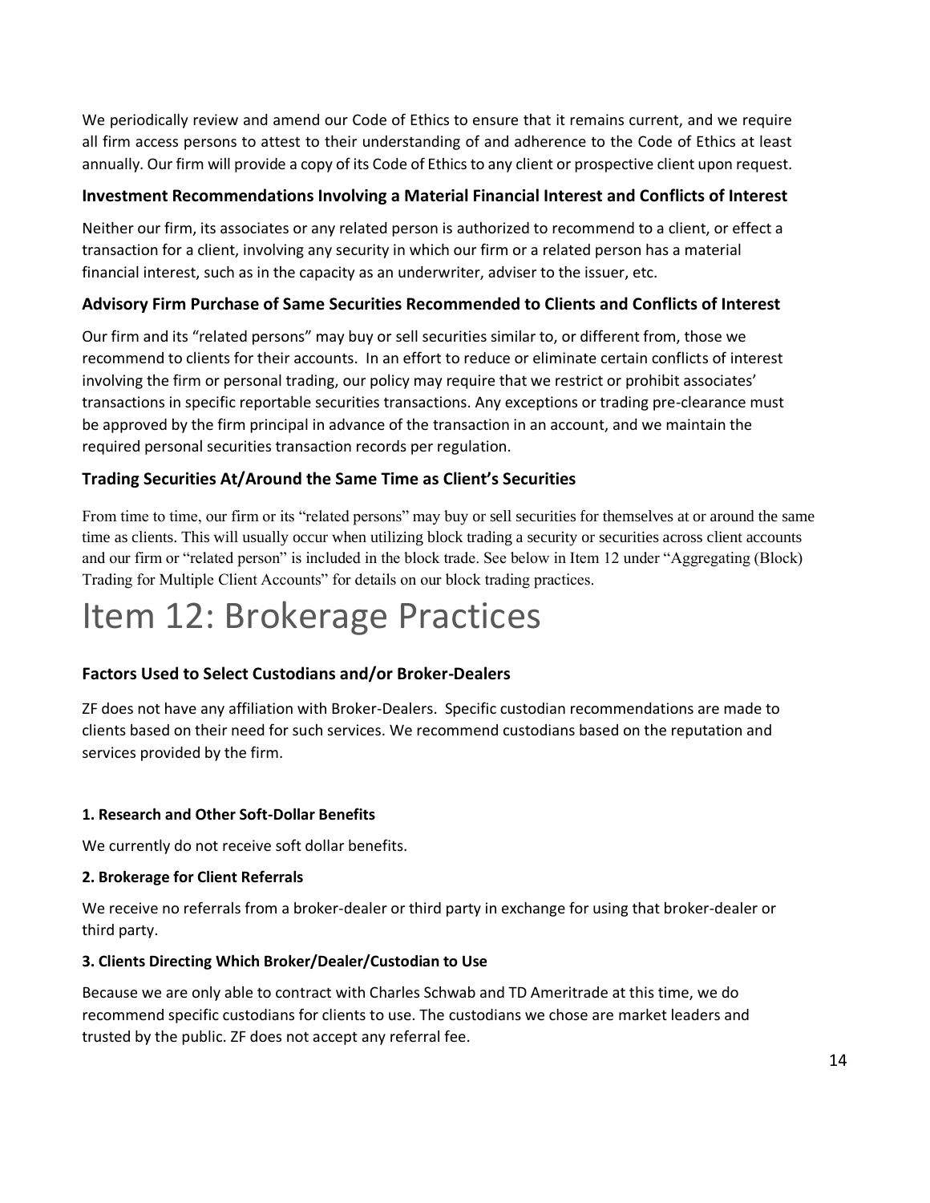We periodically review and amend our Code of Ethics to ensure that it remains current, and we require all firm access persons to attest to their understanding of and adherence to the Code of Ethics at least annually. Our firm will provide a copy of its Code of Ethics to any client or prospective client upon request.

### Investment Recommendations Involving a Material Financial Interest and Conflicts of Interest

Neither our firm, its associates or any related person is authorized to recommend to a client, or effect a transaction for a client, involving any security in which our firm or a related person has a material financial interest, such as in the capacity as an underwriter, adviser to the issuer, etc.

### Advisory Firm Purchase of Same Securities Recommended to Clients and Conflicts of Interest

Our firm and its "related persons" may buy or sell securities similar to, or different from, those we recommend to clients for their accounts. In an effort to reduce or eliminate certain conflicts of interest involving the firm or personal trading, our policy may require that we restrict or prohibit associates' transactions in specific reportable securities transactions. Any exceptions or trading pre-clearance must be approved by the firm principal in advance of the transaction in an account, and we maintain the required personal securities transaction records per regulation.

### Trading Securities At/Around the Same Time as Client's Securities

From time to time, our firm or its "related persons" may buy or sell securities for themselves at or around the same time as clients. This will usually occur when utilizing block trading a security or securities across client accounts and our firm or "related person" is included in the block trade. See below in Item 12 under "Aggregating (Block) Trading for Multiple Client Accounts" for details on our block trading practices.

# Item 12: Brokerage Practices

### Factors Used to Select Custodians and/or Broker-Dealers

ZF does not have any affiliation with Broker-Dealers. Specific custodian recommendations are made to clients based on their need for such services. We recommend custodians based on the reputation and services provided by the firm.

#### 1. Research and Other Soft-Dollar Benefits

We currently do not receive soft dollar benefits.

#### 2. Brokerage for Client Referrals

We receive no referrals from a broker-dealer or third party in exchange for using that broker-dealer or third party.

#### 3. Clients Directing Which Broker/Dealer/Custodian to Use

Because we are only able to contract with Charles Schwab and TD Ameritrade at this time, we do recommend specific custodians for clients to use. The custodians we chose are market leaders and trusted by the public. ZF does not accept any referral fee.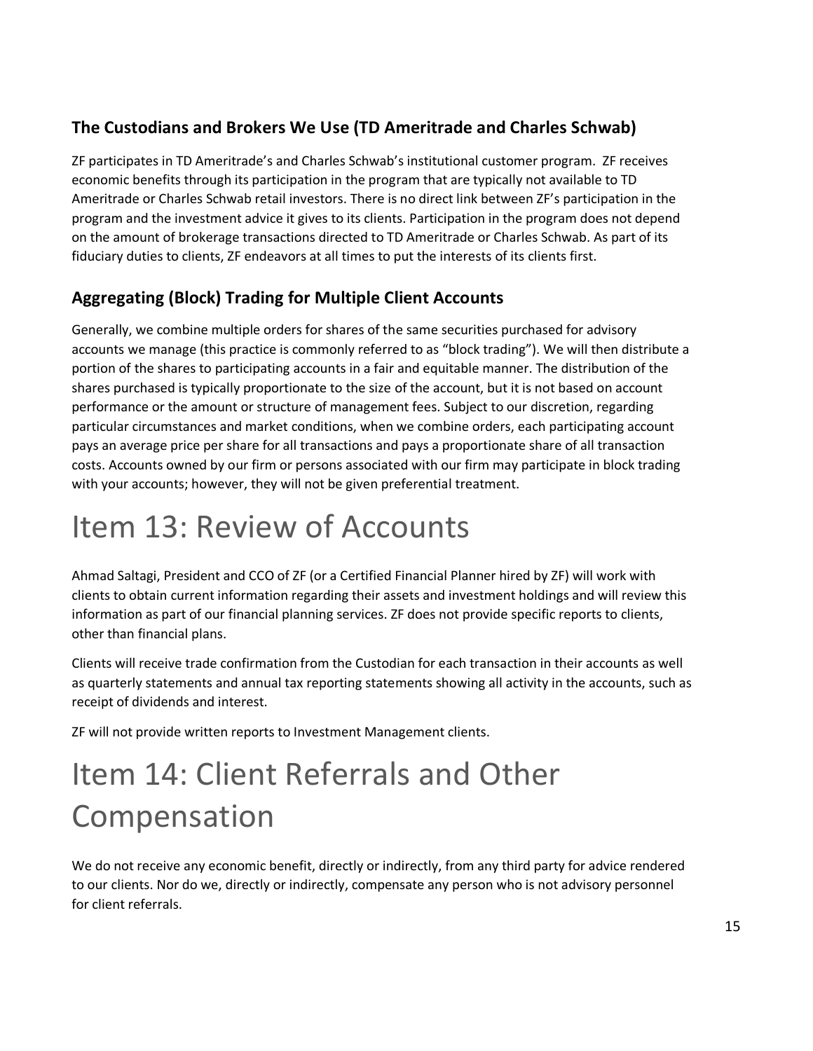### The Custodians and Brokers We Use (TD Ameritrade and Charles Schwab)

ZF participates in TD Ameritrade's and Charles Schwab's institutional customer program. ZF receives economic benefits through its participation in the program that are typically not available to TD Ameritrade or Charles Schwab retail investors. There is no direct link between ZF's participation in the program and the investment advice it gives to its clients. Participation in the program does not depend on the amount of brokerage transactions directed to TD Ameritrade or Charles Schwab. As part of its fiduciary duties to clients, ZF endeavors at all times to put the interests of its clients first.

### Aggregating (Block) Trading for Multiple Client Accounts

Generally, we combine multiple orders for shares of the same securities purchased for advisory accounts we manage (this practice is commonly referred to as "block trading"). We will then distribute a portion of the shares to participating accounts in a fair and equitable manner. The distribution of the shares purchased is typically proportionate to the size of the account, but it is not based on account performance or the amount or structure of management fees. Subject to our discretion, regarding particular circumstances and market conditions, when we combine orders, each participating account pays an average price per share for all transactions and pays a proportionate share of all transaction costs. Accounts owned by our firm or persons associated with our firm may participate in block trading with your accounts; however, they will not be given preferential treatment.

# Item 13: Review of Accounts

Ahmad Saltagi, President and CCO of ZF (or a Certified Financial Planner hired by ZF) will work with clients to obtain current information regarding their assets and investment holdings and will review this information as part of our financial planning services. ZF does not provide specific reports to clients, other than financial plans.

Clients will receive trade confirmation from the Custodian for each transaction in their accounts as well as quarterly statements and annual tax reporting statements showing all activity in the accounts, such as receipt of dividends and interest.

ZF will not provide written reports to Investment Management clients.

# Item 14: Client Referrals and Other Compensation

We do not receive any economic benefit, directly or indirectly, from any third party for advice rendered to our clients. Nor do we, directly or indirectly, compensate any person who is not advisory personnel for client referrals.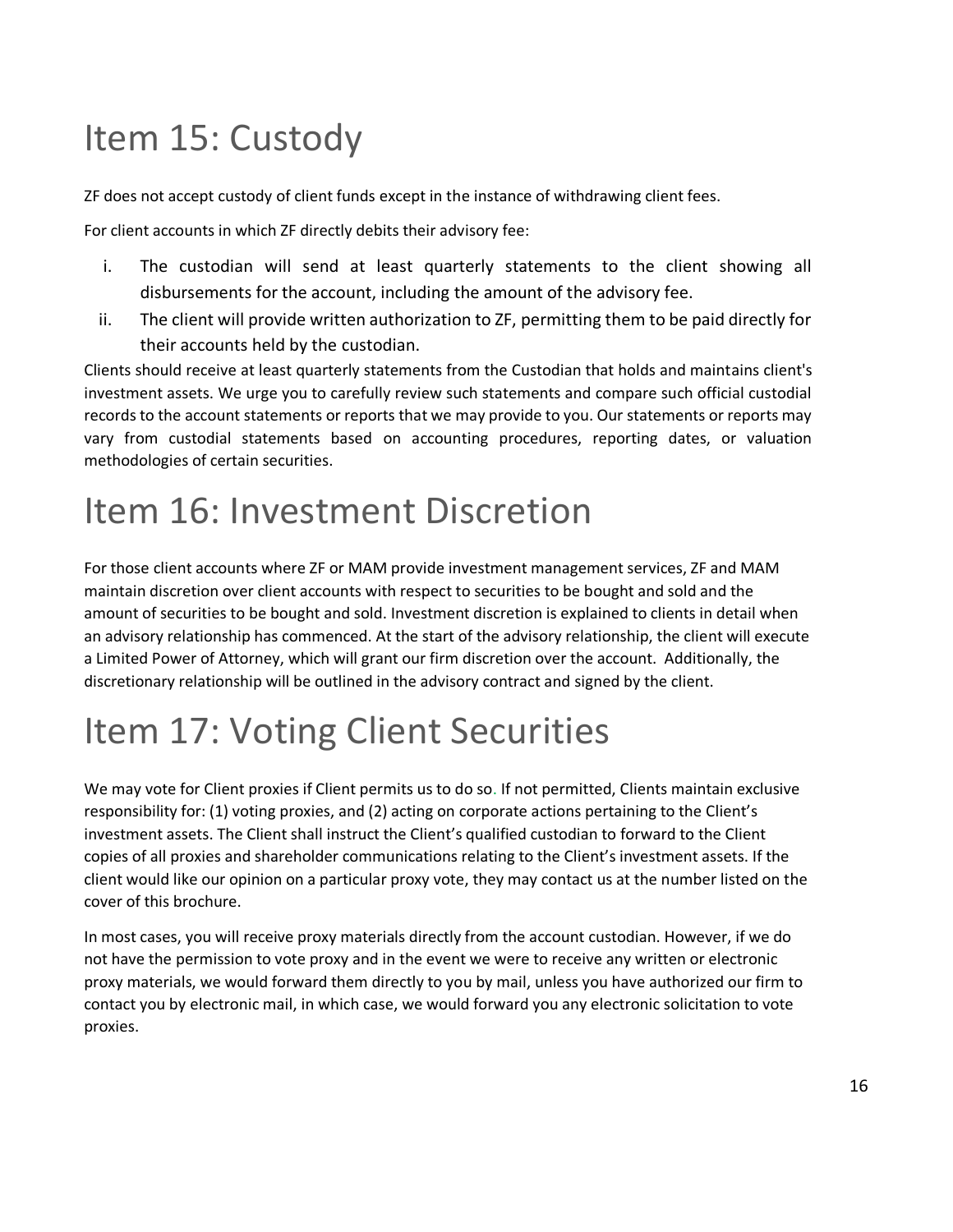# Item 15: Custody

ZF does not accept custody of client funds except in the instance of withdrawing client fees.

For client accounts in which ZF directly debits their advisory fee:

i. The custodian will send at least quarterly statements to the client showing all disbursements for the account, including the amount of the advisory fee.
ii. The client will provide written authorization to ZF, permitting them to be paid directly for their accounts held by the custodian.

Clients should receive at least quarterly statements from the Custodian that holds and maintains client's investment assets. We urge you to carefully review such statements and compare such official custodial records to the account statements or reports that we may provide to you. Our statements or reports may vary from custodial statements based on accounting procedures, reporting dates, or valuation methodologies of certain securities.

# Item 16: Investment Discretion

For those client accounts where ZF or MAM provide investment management services, ZF and MAM maintain discretion over client accounts with respect to securities to be bought and sold and the amount of securities to be bought and sold. Investment discretion is explained to clients in detail when an advisory relationship has commenced. At the start of the advisory relationship, the client will execute a Limited Power of Attorney, which will grant our firm discretion over the account. Additionally, the discretionary relationship will be outlined in the advisory contract and signed by the client.

# Item 17: Voting Client Securities

We may vote for Client proxies if Client permits us to do so. If not permitted, Clients maintain exclusive responsibility for: (1) voting proxies, and (2) acting on corporate actions pertaining to the Client's investment assets. The Client shall instruct the Client's qualified custodian to forward to the Client copies of all proxies and shareholder communications relating to the Client's investment assets. If the client would like our opinion on a particular proxy vote, they may contact us at the number listed on the cover of this brochure.

In most cases, you will receive proxy materials directly from the account custodian. However, if we do not have the permission to vote proxy and in the event we were to receive any written or electronic proxy materials, we would forward them directly to you by mail, unless you have authorized our firm to contact you by electronic mail, in which case, we would forward you any electronic solicitation to vote proxies.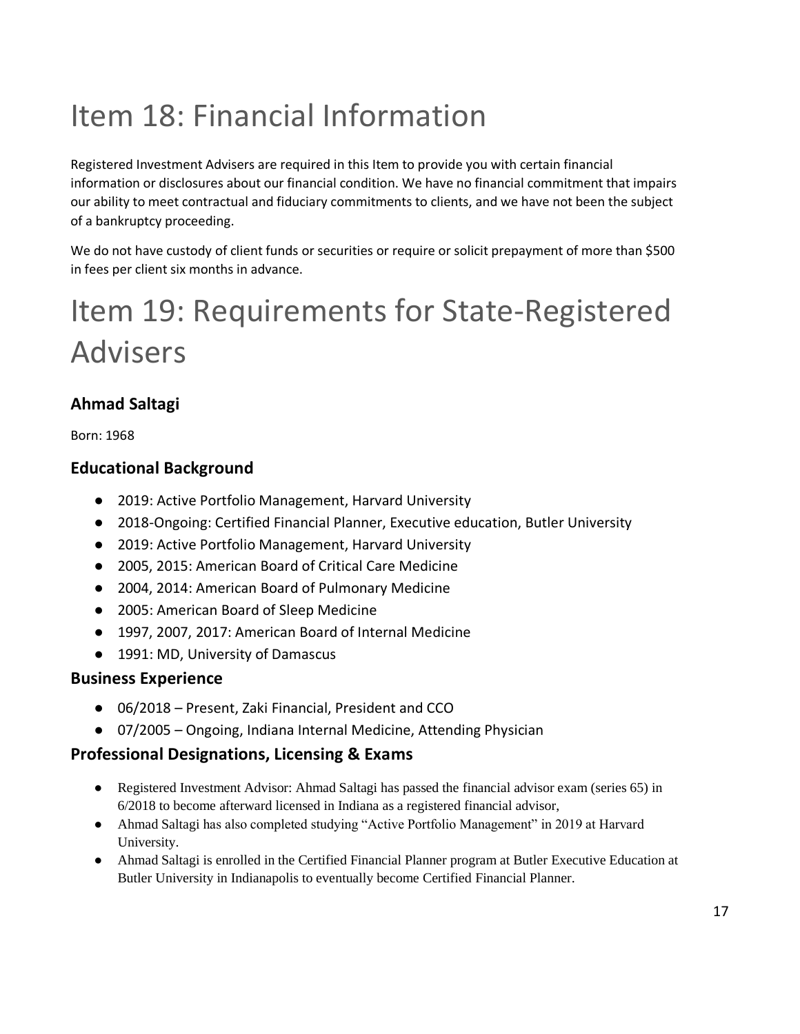# Item 18: Financial Information

Registered Investment Advisers are required in this Item to provide you with certain financial information or disclosures about our financial condition. We have no financial commitment that impairs our ability to meet contractual and fiduciary commitments to clients, and we have not been the subject of a bankruptcy proceeding.

We do not have custody of client funds or securities or require or solicit prepayment of more than $500 in fees per client six months in advance.

# Item 19: Requirements for State-Registered Advisers

### Ahmad Saltagi

Born: 1968

### Educational Background

- 2019: Active Portfolio Management, Harvard University
- 2018-Ongoing: Certified Financial Planner, Executive education, Butler University
- 2019: Active Portfolio Management, Harvard University
- 2005, 2015: American Board of Critical Care Medicine
- 2004, 2014: American Board of Pulmonary Medicine
- 2005: American Board of Sleep Medicine
- 1997, 2007, 2017: American Board of Internal Medicine
- 1991: MD, University of Damascus

### Business Experience

- 06/2018 – Present, Zaki Financial, President and CCO
- 07/2005 – Ongoing, Indiana Internal Medicine, Attending Physician

### Professional Designations, Licensing & Exams

- Registered Investment Advisor: Ahmad Saltagi has passed the financial advisor exam (series 65) in 6/2018 to become afterward licensed in Indiana as a registered financial advisor,
- Ahmad Saltagi has also completed studying "Active Portfolio Management" in 2019 at Harvard University.
- Ahmad Saltagi is enrolled in the Certified Financial Planner program at Butler Executive Education at Butler University in Indianapolis to eventually become Certified Financial Planner.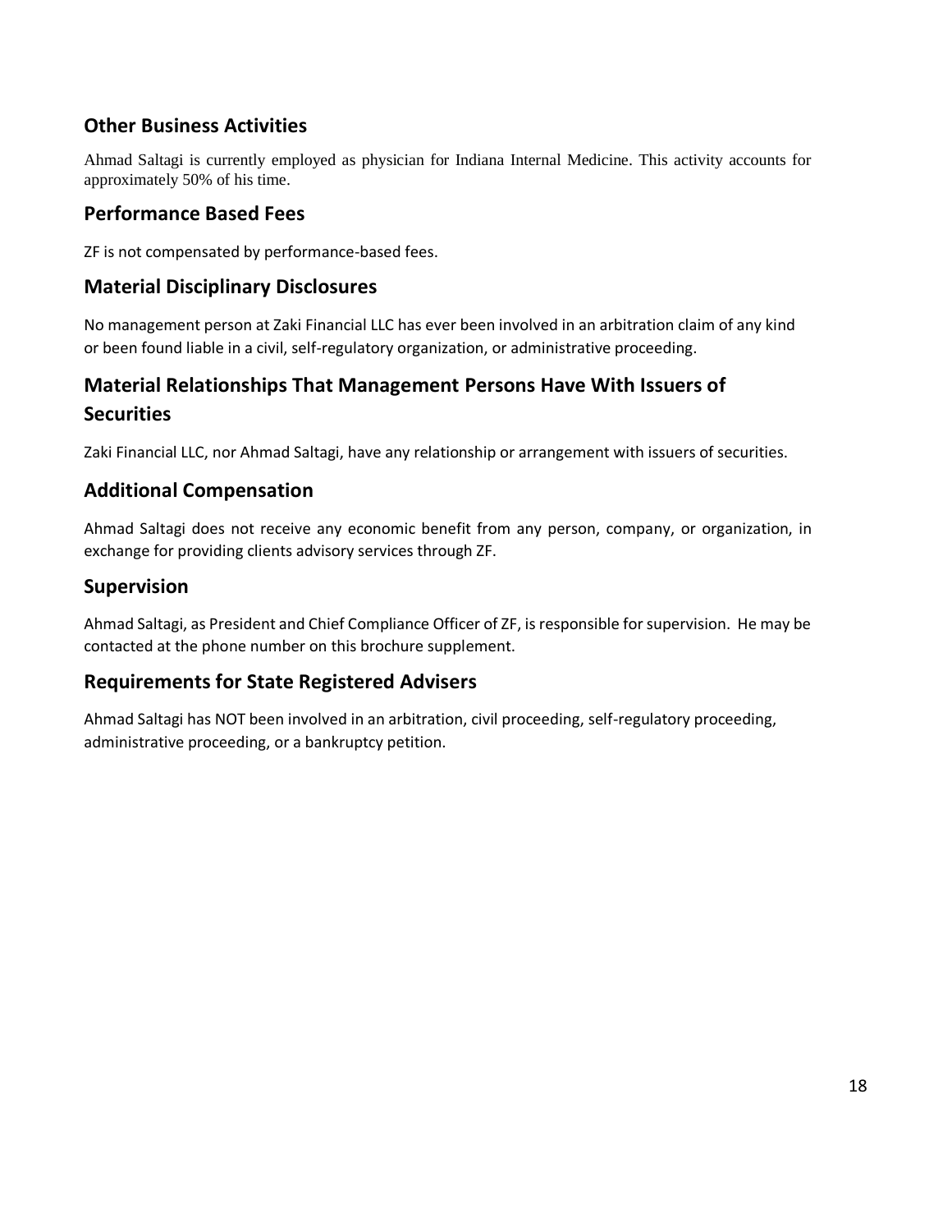## Other Business Activities

Ahmad Saltagi is currently employed as physician for Indiana Internal Medicine. This activity accounts for approximately 50% of his time.

## Performance Based Fees

ZF is not compensated by performance-based fees.

## Material Disciplinary Disclosures

No management person at Zaki Financial LLC has ever been involved in an arbitration claim of any kind or been found liable in a civil, self-regulatory organization, or administrative proceeding.

## Material Relationships That Management Persons Have With Issuers of Securities

Zaki Financial LLC, nor Ahmad Saltagi, have any relationship or arrangement with issuers of securities.

## Additional Compensation

Ahmad Saltagi does not receive any economic benefit from any person, company, or organization, in exchange for providing clients advisory services through ZF.

## Supervision

Ahmad Saltagi, as President and Chief Compliance Officer of ZF, is responsible for supervision. He may be contacted at the phone number on this brochure supplement.

## Requirements for State Registered Advisers

Ahmad Saltagi has NOT been involved in an arbitration, civil proceeding, self-regulatory proceeding, administrative proceeding, or a bankruptcy petition.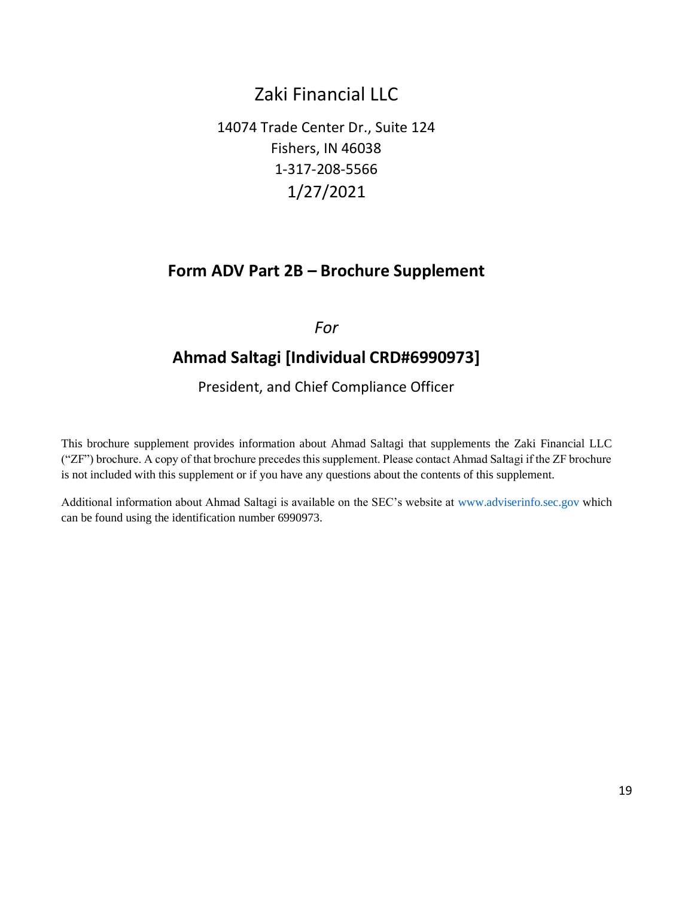# Zaki Financial LLC

14074 Trade Center Dr., Suite 124
Fishers, IN 46038
1-317-208-5566
1/27/2021

## Form ADV Part 2B – Brochure Supplement

*For*

## Ahmad Saltagi [Individual CRD#6990973]

President, and Chief Compliance Officer

This brochure supplement provides information about Ahmad Saltagi that supplements the Zaki Financial LLC ("ZF") brochure. A copy of that brochure precedes this supplement. Please contact Ahmad Saltagi if the ZF brochure is not included with this supplement or if you have any questions about the contents of this supplement.

Additional information about Ahmad Saltagi is available on the SEC's website at www.adviserinfo.sec.gov which can be found using the identification number 6990973.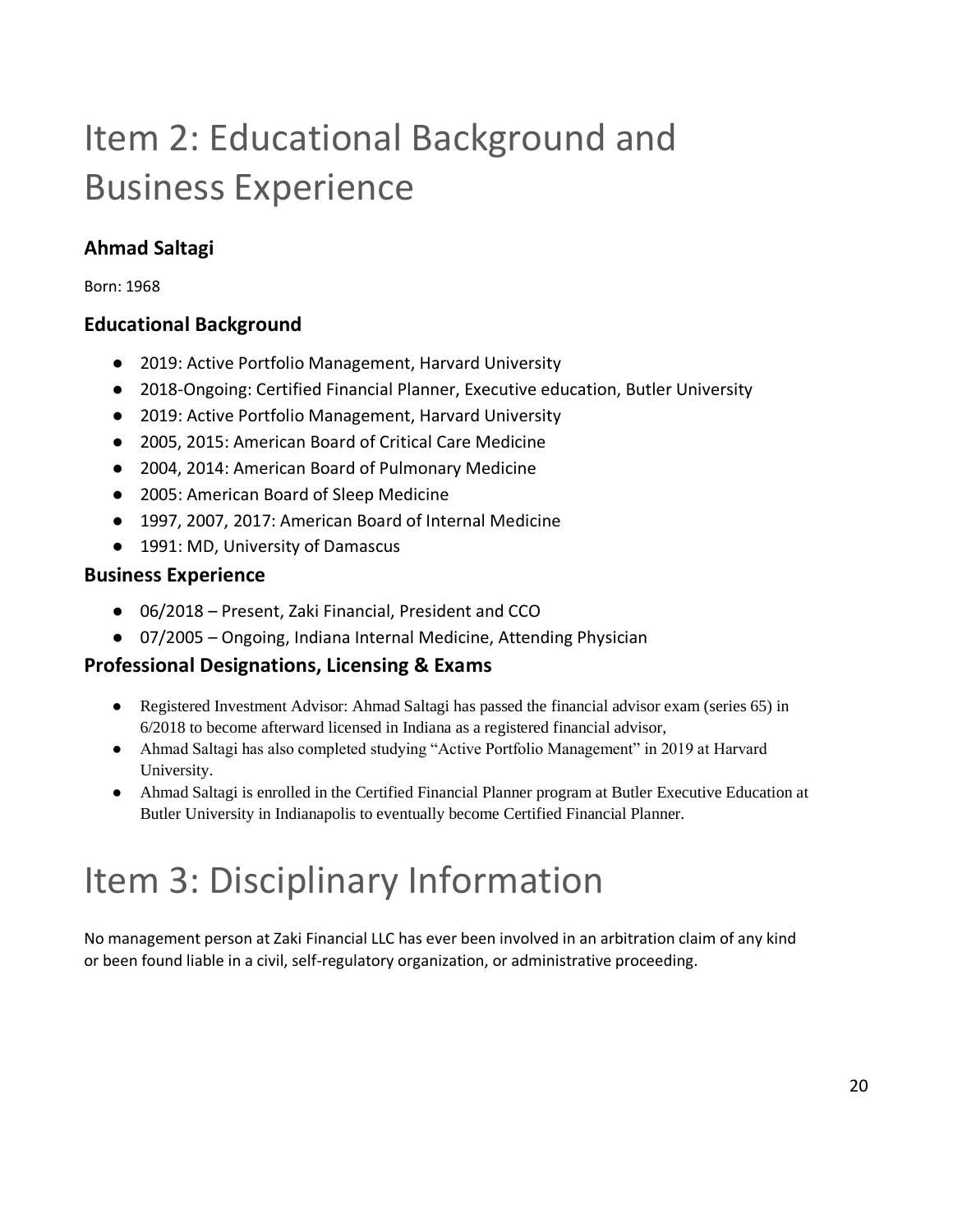# Item 2: Educational Background and Business Experience

### Ahmad Saltagi

Born: 1968

### Educational Background

- 2019: Active Portfolio Management, Harvard University
- 2018-Ongoing: Certified Financial Planner, Executive education, Butler University
- 2019: Active Portfolio Management, Harvard University
- 2005, 2015: American Board of Critical Care Medicine
- 2004, 2014: American Board of Pulmonary Medicine
- 2005: American Board of Sleep Medicine
- 1997, 2007, 2017: American Board of Internal Medicine
- 1991: MD, University of Damascus

### Business Experience

- 06/2018 – Present, Zaki Financial, President and CCO
- 07/2005 – Ongoing, Indiana Internal Medicine, Attending Physician

### Professional Designations, Licensing & Exams

- Registered Investment Advisor: Ahmad Saltagi has passed the financial advisor exam (series 65) in 6/2018 to become afterward licensed in Indiana as a registered financial advisor,
- Ahmad Saltagi has also completed studying “Active Portfolio Management” in 2019 at Harvard University.
- Ahmad Saltagi is enrolled in the Certified Financial Planner program at Butler Executive Education at Butler University in Indianapolis to eventually become Certified Financial Planner.

# Item 3: Disciplinary Information

No management person at Zaki Financial LLC has ever been involved in an arbitration claim of any kind or been found liable in a civil, self-regulatory organization, or administrative proceeding.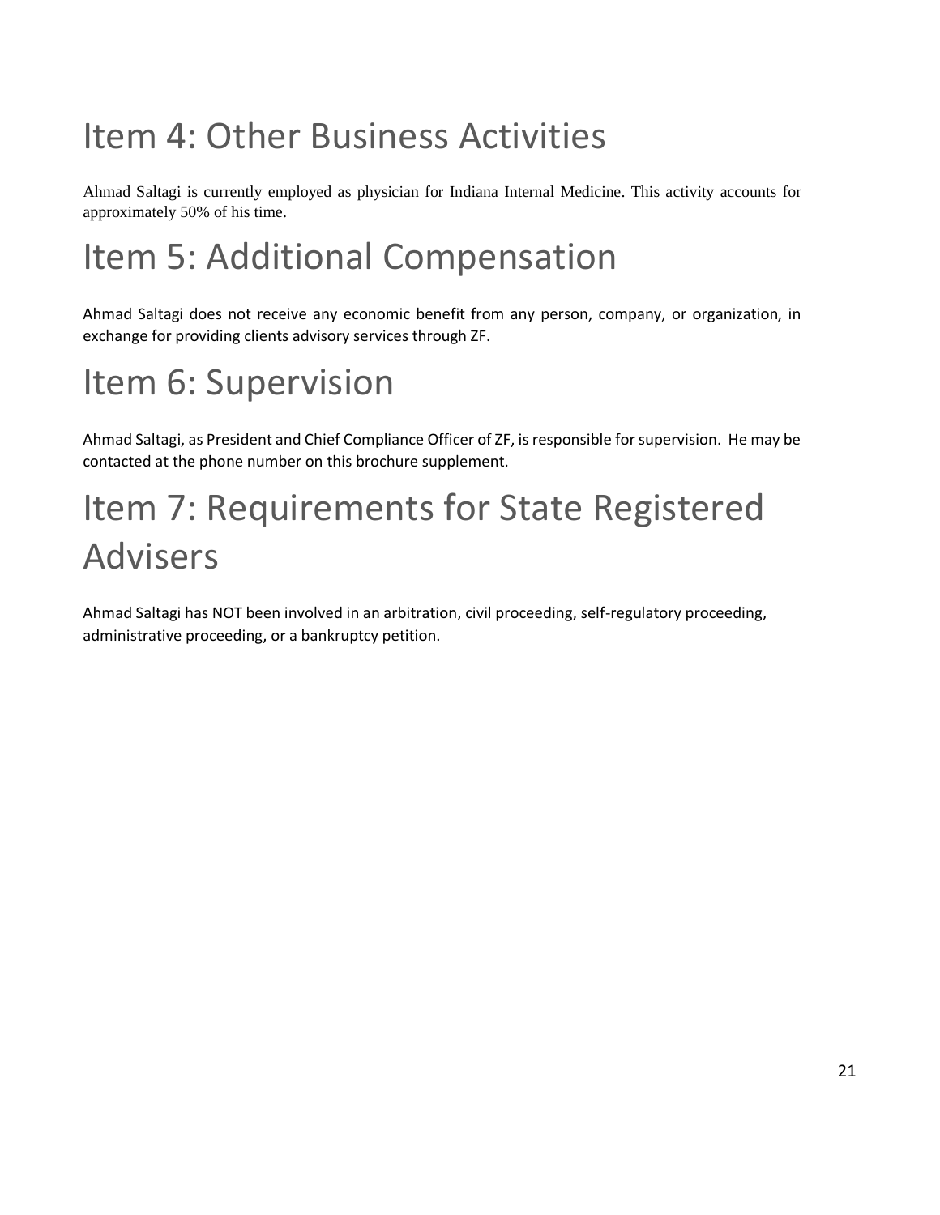# Item 4: Other Business Activities

Ahmad Saltagi is currently employed as physician for Indiana Internal Medicine. This activity accounts for approximately 50% of his time.

# Item 5: Additional Compensation

Ahmad Saltagi does not receive any economic benefit from any person, company, or organization, in exchange for providing clients advisory services through ZF.

# Item 6: Supervision

Ahmad Saltagi, as President and Chief Compliance Officer of ZF, is responsible for supervision. He may be contacted at the phone number on this brochure supplement.

# Item 7: Requirements for State Registered Advisers

Ahmad Saltagi has NOT been involved in an arbitration, civil proceeding, self-regulatory proceeding, administrative proceeding, or a bankruptcy petition.